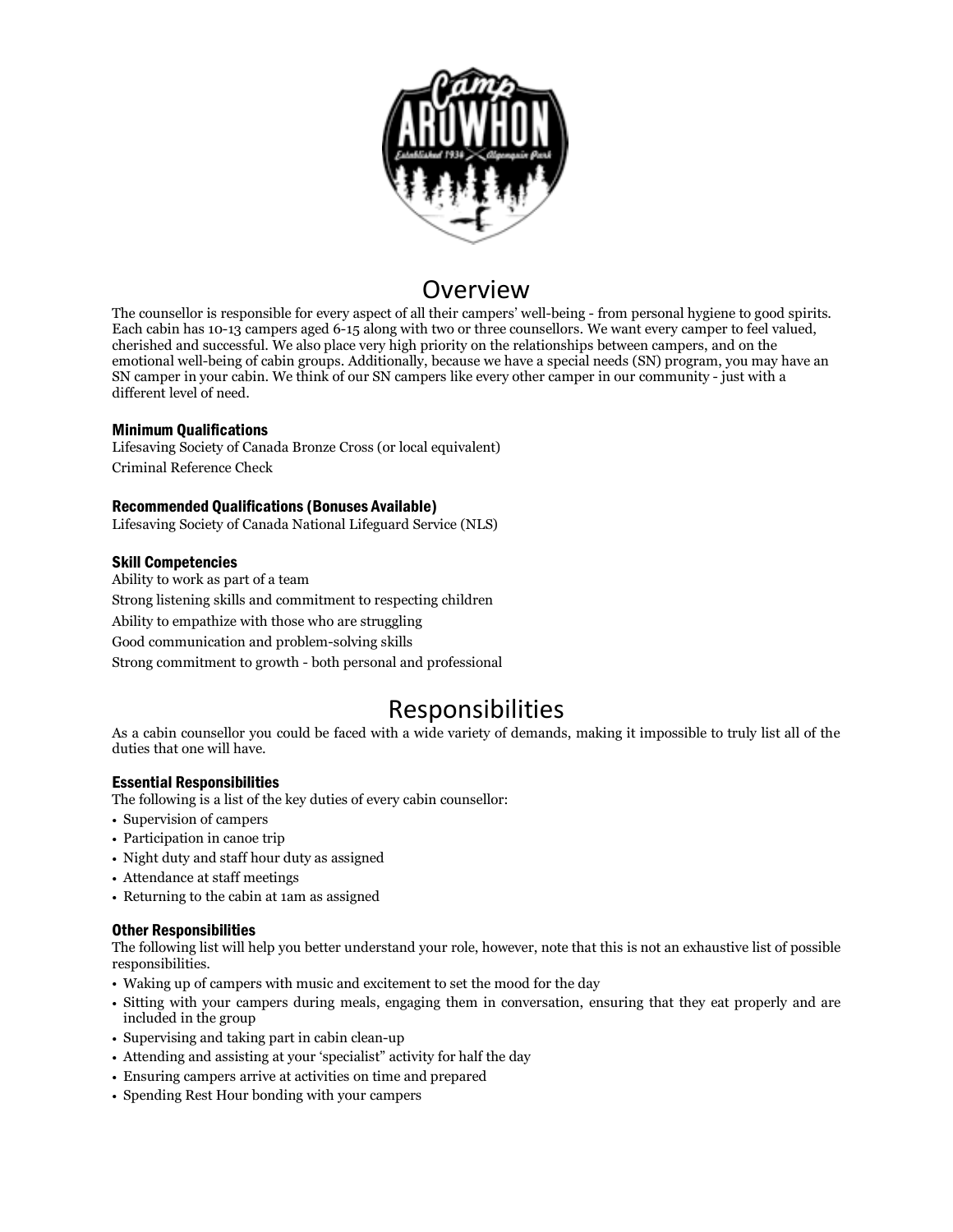# Overview

The counsellor is responsible for every aspect of all their campers' well-being - from personal hygiene to good spirits. Each cabin has 10-13 campers aged 6-15 along with two or three counsellors. We want every camper to feel valued, cherished and successful. We also place very high priority on the relationships between campers, and on the emotional well-being of cabin groups. Additionally, because we have a special needs (SN) program, you may have an SN camper in your cabin. We think of our SN campers like every other camper in our community - just with a different level of need.

### Minimum Qualifications

Lifesaving Society of Canada Bronze Cross (or local equivalent)

Criminal Reference Check

### Recommended Qualifications (Bonuses Available)

Lifesaving Society of Canada National Lifeguard Service (NLS)

### Skill Competencies

Ability to work as part of a team

Strong listening skills and commitment to respecting children

Ability to empathize with those who are struggling

Good communication and problem-solving skills

Strong commitment to growth - both personal and professional

# Responsibilities

As a cabin counsellor you could be faced with a wide variety of demands, making it impossible to truly list all of the duties that one will have.

### Essential Responsibilities

The following is a list of the key duties of every cabin counsellor:

- Supervision of campers
- Participation in canoe trip
- Night duty and staff hour duty as assigned
- Attendance at staff meetings
- Returning to the cabin at 1am as assigned

### Other Responsibilities

The following list will help you better understand your role, however, note that this is not an exhaustive list of possible responsibilities.

- Waking up of campers with music and excitement to set the mood for the day
- Sitting with your campers during meals, engaging them in conversation, ensuring that they eat properly and are included in the group
- Supervising and taking part in cabin clean-up
- Attending and assisting at your 'specialist" activity for half the day
- Ensuring campers arrive at activities on time and prepared
- Spending Rest Hour bonding with your campers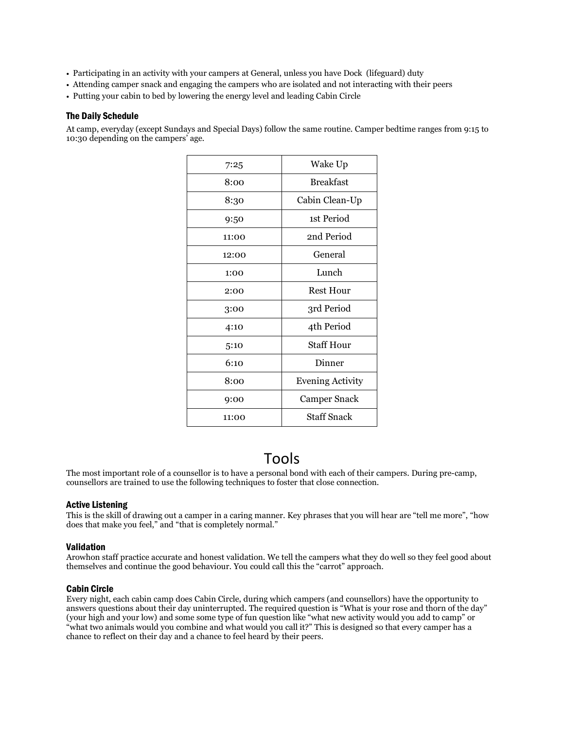- Participating in an activity with your campers at General, unless you have Dock (lifeguard) duty
- Attending camper snack and engaging the campers who are isolated and not interacting with their peers
- Putting your cabin to bed by lowering the energy level and leading Cabin Circle

### The Daily Schedule

At camp, everyday (except Sundays and Special Days) follow the same routine. Camper bedtime ranges from 9:15 to 10:30 depending on the campers' age.

| | |
|---|---|
| 7:25 | Wake Up |
| 8:00 | Breakfast |
| 8:30 | Cabin Clean-Up |
| 9:50 | 1st Period |
| 11:00 | 2nd Period |
| 12:00 | General |
| 1:00 | Lunch |
| 2:00 | Rest Hour |
| 3:00 | 3rd Period |
| 4:10 | 4th Period |
| 5:10 | Staff Hour |
| 6:10 | Dinner |
| 8:00 | Evening Activity |
| 9:00 | Camper Snack |
| 11:00 | Staff Snack |

## Tools

The most important role of a counsellor is to have a personal bond with each of their campers. During pre-camp, counsellors are trained to use the following techniques to foster that close connection.

### Active Listening

This is the skill of drawing out a camper in a caring manner. Key phrases that you will hear are "tell me more", "how does that make you feel," and "that is completely normal."

### Validation

Arowhon staff practice accurate and honest validation. We tell the campers what they do well so they feel good about themselves and continue the good behaviour. You could call this the "carrot" approach.

### Cabin Circle

Every night, each cabin camp does Cabin Circle, during which campers (and counsellors) have the opportunity to answers questions about their day uninterrupted. The required question is "What is your rose and thorn of the day" (your high and your low) and some some type of fun question like "what new activity would you add to camp" or "what two animals would you combine and what would you call it?" This is designed so that every camper has a chance to reflect on their day and a chance to feel heard by their peers.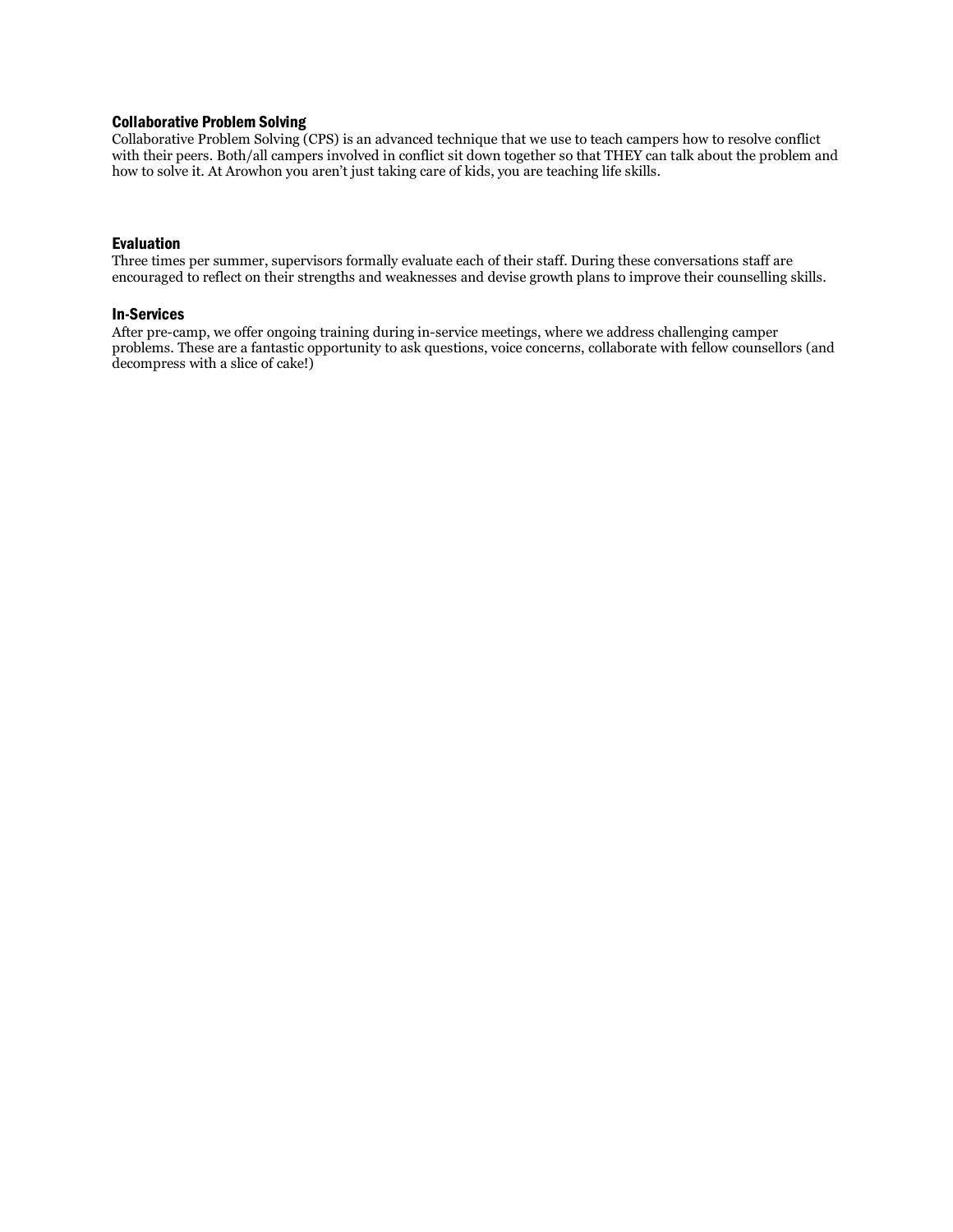### Collaborative Problem Solving

Collaborative Problem Solving (CPS) is an advanced technique that we use to teach campers how to resolve conflict with their peers. Both/all campers involved in conflict sit down together so that THEY can talk about the problem and how to solve it. At Arowhon you aren't just taking care of kids, you are teaching life skills.

### Evaluation

Three times per summer, supervisors formally evaluate each of their staff. During these conversations staff are encouraged to reflect on their strengths and weaknesses and devise growth plans to improve their counselling skills.

### In-Services

After pre-camp, we offer ongoing training during in-service meetings, where we address challenging camper problems. These are a fantastic opportunity to ask questions, voice concerns, collaborate with fellow counsellors (and decompress with a slice of cake!)